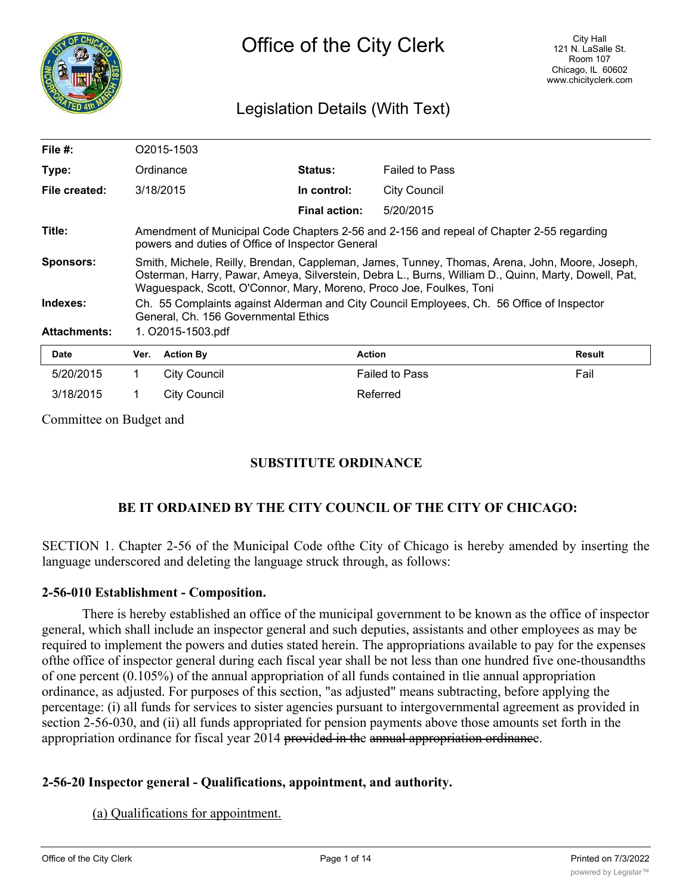# Office of the City Clerk

City Hall
121 N. LaSalle St.
Room 107
Chicago, IL 60602
www.chicityclerk.com

## Legislation Details (With Text)

| | | | |
|---|---|---|---|
| **File #:** | O2015-1503 | | |
| **Type:** | Ordinance | **Status:** | Failed to Pass |
| **File created:** | 3/18/2015 | **In control:** | City Council |
| | | **Final action:** | 5/20/2015 |
| **Title:** | Amendment of Municipal Code Chapters 2-56 and 2-156 and repeal of Chapter 2-55 regarding powers and duties of Office of Inspector General | | |
| **Sponsors:** | Smith, Michele, Reilly, Brendan, Cappleman, James, Tunney, Thomas, Arena, John, Moore, Joseph, Osterman, Harry, Pawar, Ameya, Silverstein, Debra L., Burns, William D., Quinn, Marty, Dowell, Pat, Waguespack, Scott, O'Connor, Mary, Moreno, Proco Joe, Foulkes, Toni | | |
| **Indexes:** | Ch. 55 Complaints against Alderman and City Council Employees, Ch. 56 Office of Inspector General, Ch. 156 Governmental Ethics | | |
| **Attachments:** | 1. O2015-1503.pdf | | |

| Date | Ver. | Action By | Action | Result |
|---|---|---|---|---|
| 5/20/2015 | 1 | City Council | Failed to Pass | Fail |
| 3/18/2015 | 1 | City Council | Referred | |

Committee on Budget and

**SUBSTITUTE ORDINANCE**

**BE IT ORDAINED BY THE CITY COUNCIL OF THE CITY OF CHICAGO:**

SECTION 1. Chapter 2-56 of the Municipal Code ofthe City of Chicago is hereby amended by inserting the language underscored and deleting the language struck through, as follows:

**2-56-010 Establishment - Composition.**

There is hereby established an office of the municipal government to be known as the office of inspector general, which shall include an inspector general and such deputies, assistants and other employees as may be required to implement the powers and duties stated herein. The appropriations available to pay for the expenses ofthe office of inspector general during each fiscal year shall be not less than one hundred five one-thousandths of one percent (0.105%) of the annual appropriation of all funds contained in tlie annual appropriation ordinance, as adjusted. For purposes of this section, "as adjusted" means subtracting, before applying the percentage: (i) all funds for services to sister agencies pursuant to intergovernmental agreement as provided in section 2-56-030, and (ii) all funds appropriated for pension payments above those amounts set forth in the appropriation ordinance for fiscal year 2014 ~~provided in the annual appropriation ordinance~~.

**2-56-20 Inspector general - Qualifications, appointment, and authority.**

<u>(a) Qualifications for appointment.</u>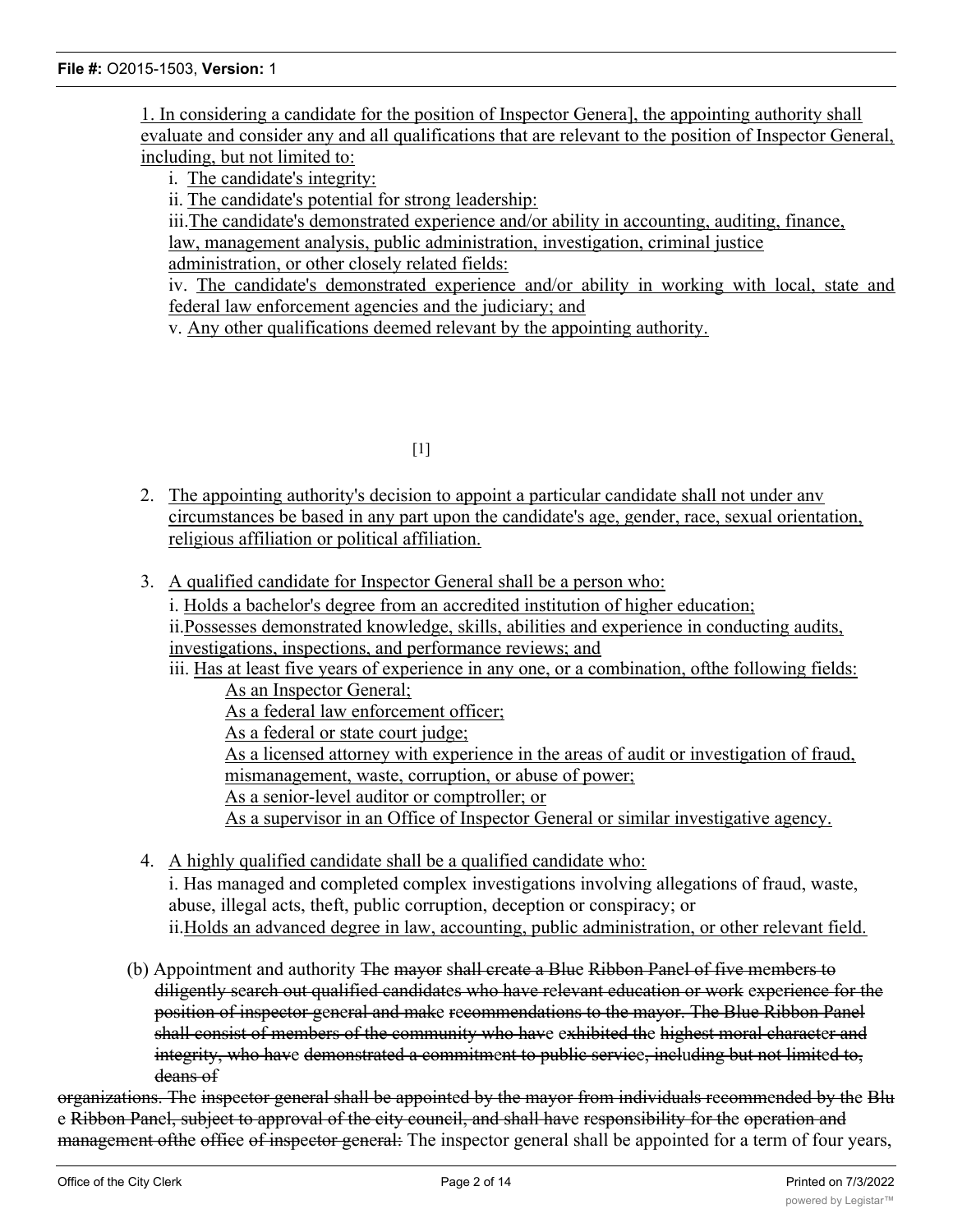1. In considering a candidate for the position of Inspector Genera], the appointing authority shall evaluate and consider any and all qualifications that are relevant to the position of Inspector General, including, but not limited to:

   i. The candidate's integrity:

   ii. The candidate's potential for strong leadership:

   iii. The candidate's demonstrated experience and/or ability in accounting, auditing, finance, law, management analysis, public administration, investigation, criminal justice administration, or other closely related fields:

   iv. The candidate's demonstrated experience and/or ability in working with local, state and federal law enforcement agencies and the judiciary; and

   v. Any other qualifications deemed relevant by the appointing authority.

[1]

2. The appointing authority's decision to appoint a particular candidate shall not under anv circumstances be based in any part upon the candidate's age, gender, race, sexual orientation, religious affiliation or political affiliation.

3. A qualified candidate for Inspector General shall be a person who:

   i. Holds a bachelor's degree from an accredited institution of higher education;

   ii. Possesses demonstrated knowledge, skills, abilities and experience in conducting audits, investigations, inspections, and performance reviews; and

   iii. Has at least five years of experience in any one, or a combination, ofthe following fields:

      As an Inspector General;

      As a federal law enforcement officer;

      As a federal or state court judge;

      As a licensed attorney with experience in the areas of audit or investigation of fraud, mismanagement, waste, corruption, or abuse of power;

      As a senior-level auditor or comptroller; or

      As a supervisor in an Office of Inspector General or similar investigative agency.

4. A highly qualified candidate shall be a qualified candidate who:

   i. Has managed and completed complex investigations involving allegations of fraud, waste, abuse, illegal acts, theft, public corruption, deception or conspiracy; or

   ii. Holds an advanced degree in law, accounting, public administration, or other relevant field.

(b) Appointment and authority ~~The mayor shall create a Blue Ribbon Panel of five members to diligently search out qualified candidates who have relevant education or work experience for the position of inspector general and make recommendations to the mayor. The Blue Ribbon Panel shall consist of members of the community who have exhibited the highest moral character and integrity, who have demonstrated a commitment to public service, including but not limited to, deans of organizations. The inspector general shall be appointed by the mayor from individuals recommended by the Blue Ribbon Panel, subject to approval of the city council, and shall have responsibility for the operation and management ofthe office of inspector general:~~ The inspector general shall be appointed for a term of four years,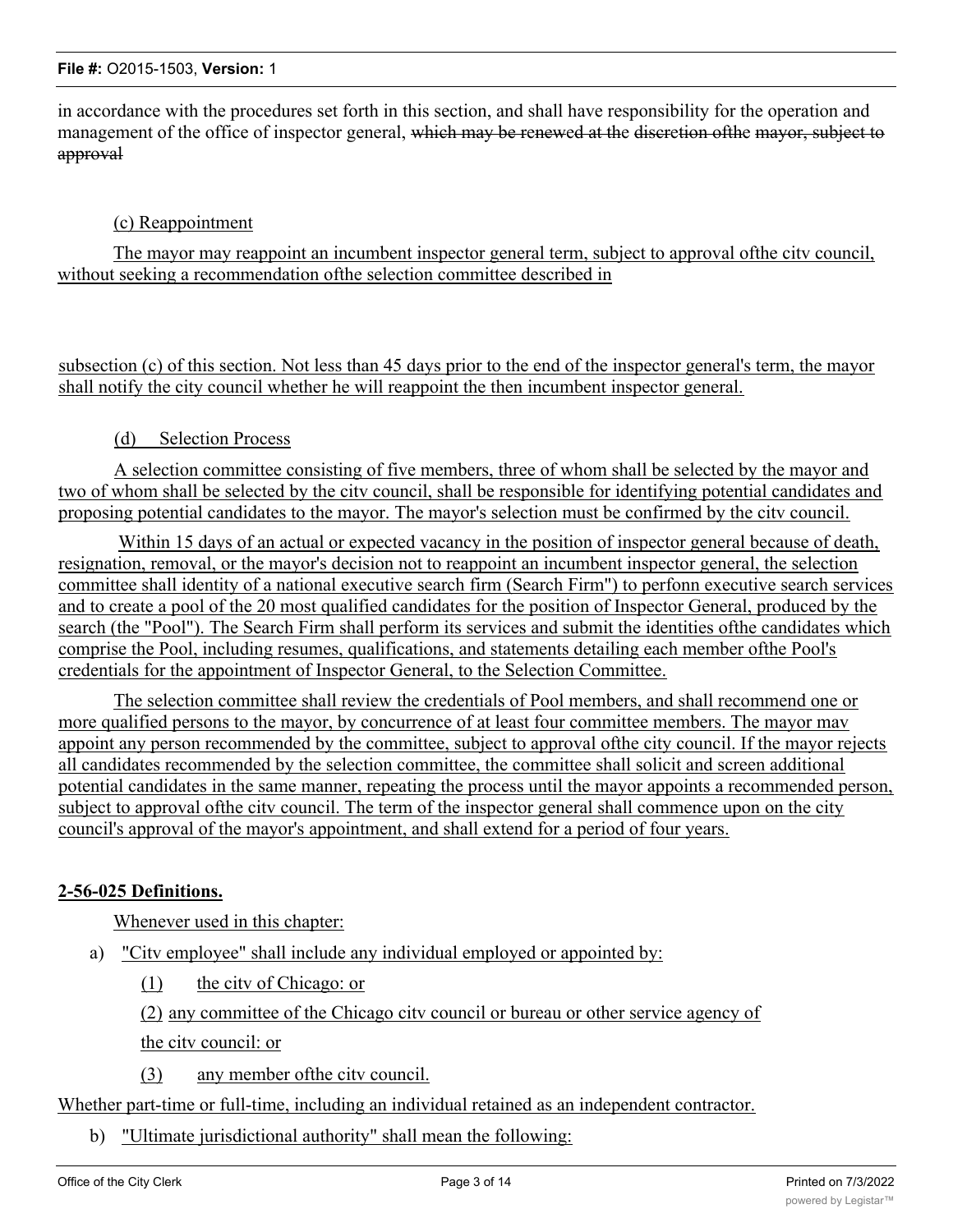in accordance with the procedures set forth in this section, and shall have responsibility for the operation and management of the office of inspector general, ~~which may be renewed at the discretion ofthe mayor, subject to approval~~

(c) Reappointment

The mayor may reappoint an incumbent inspector general term, subject to approval ofthe citv council, without seeking a recommendation ofthe selection committee described in

subsection (c) of this section. Not less than 45 days prior to the end of the inspector general's term, the mayor shall notify the city council whether he will reappoint the then incumbent inspector general.

(d) Selection Process

A selection committee consisting of five members, three of whom shall be selected by the mayor and two of whom shall be selected by the citv council, shall be responsible for identifying potential candidates and proposing potential candidates to the mayor. The mayor's selection must be confirmed by the citv council.

Within 15 days of an actual or expected vacancy in the position of inspector general because of death, resignation, removal, or the mayor's decision not to reappoint an incumbent inspector general, the selection committee shall identity of a national executive search firm (Search Firm") to perfonn executive search services and to create a pool of the 20 most qualified candidates for the position of Inspector General, produced by the search (the "Pool"). The Search Firm shall perform its services and submit the identities ofthe candidates which comprise the Pool, including resumes, qualifications, and statements detailing each member ofthe Pool's credentials for the appointment of Inspector General, to the Selection Committee.

The selection committee shall review the credentials of Pool members, and shall recommend one or more qualified persons to the mayor, by concurrence of at least four committee members. The mayor mav appoint any person recommended by the committee, subject to approval ofthe city council. If the mayor rejects all candidates recommended by the selection committee, the committee shall solicit and screen additional potential candidates in the same manner, repeating the process until the mayor appoints a recommended person, subject to approval ofthe citv council. The term of the inspector general shall commence upon on the city council's approval of the mayor's appointment, and shall extend for a period of four years.

**2-56-025 Definitions.**

Whenever used in this chapter:

a) "Citv employee" shall include any individual employed or appointed by:

(1) the citv of Chicago: or

(2) any committee of the Chicago citv council or bureau or other service agency of the citv council: or

(3) any member ofthe citv council.

Whether part-time or full-time, including an individual retained as an independent contractor.

b) "Ultimate jurisdictional authority" shall mean the following: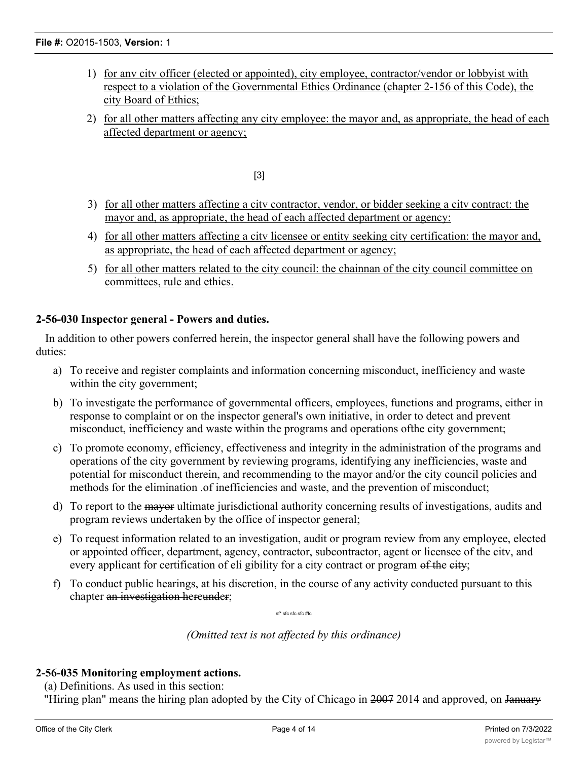1) for anv citv officer (elected or appointed), city employee, contractor/vendor or lobbyist with respect to a violation of the Governmental Ethics Ordinance (chapter 2-156 of this Code), the city Board of Ethics;

2) for all other matters affecting any city employee: the mayor and, as appropriate, the head of each affected department or agency;

[3]

3) for all other matters affecting a citv contractor, vendor, or bidder seeking a citv contract: the mayor and, as appropriate, the head of each affected department or agency:

4) for all other matters affecting a citv licensee or entity seeking city certification: the mayor and, as appropriate, the head of each affected department or agency;

5) for all other matters related to the city council: the chainnan of the city council committee on committees, rule and ethics.

**2-56-030 Inspector general - Powers and duties.**

In addition to other powers conferred herein, the inspector general shall have the following powers and duties:

a) To receive and register complaints and information concerning misconduct, inefficiency and waste within the city government;

b) To investigate the performance of governmental officers, employees, functions and programs, either in response to complaint or on the inspector general's own initiative, in order to detect and prevent misconduct, inefficiency and waste within the programs and operations ofthe city government;

c) To promote economy, efficiency, effectiveness and integrity in the administration of the programs and operations of the city government by reviewing programs, identifying any inefficiencies, waste and potential for misconduct therein, and recommending to the mayor and/or the city council policies and methods for the elimination .of inefficiencies and waste, and the prevention of misconduct;

d) To report to the ~~mayor~~ ultimate jurisdictional authority concerning results of investigations, audits and program reviews undertaken by the office of inspector general;

e) To request information related to an investigation, audit or program review from any employee, elected or appointed officer, department, agency, contractor, subcontractor, agent or licensee of the citv, and every applicant for certification of eli gibility for a city contract or program ~~of the city~~;

f) To conduct public hearings, at his discretion, in the course of any activity conducted pursuant to this chapter ~~an investigation hereunder~~;

sf* sfc sfc sfc #fc

*(Omitted text is not affected by this ordinance)*

**2-56-035 Monitoring employment actions.**

(a) Definitions. As used in this section:

"Hiring plan" means the hiring plan adopted by the City of Chicago in ~~2007~~ 2014 and approved, on ~~January~~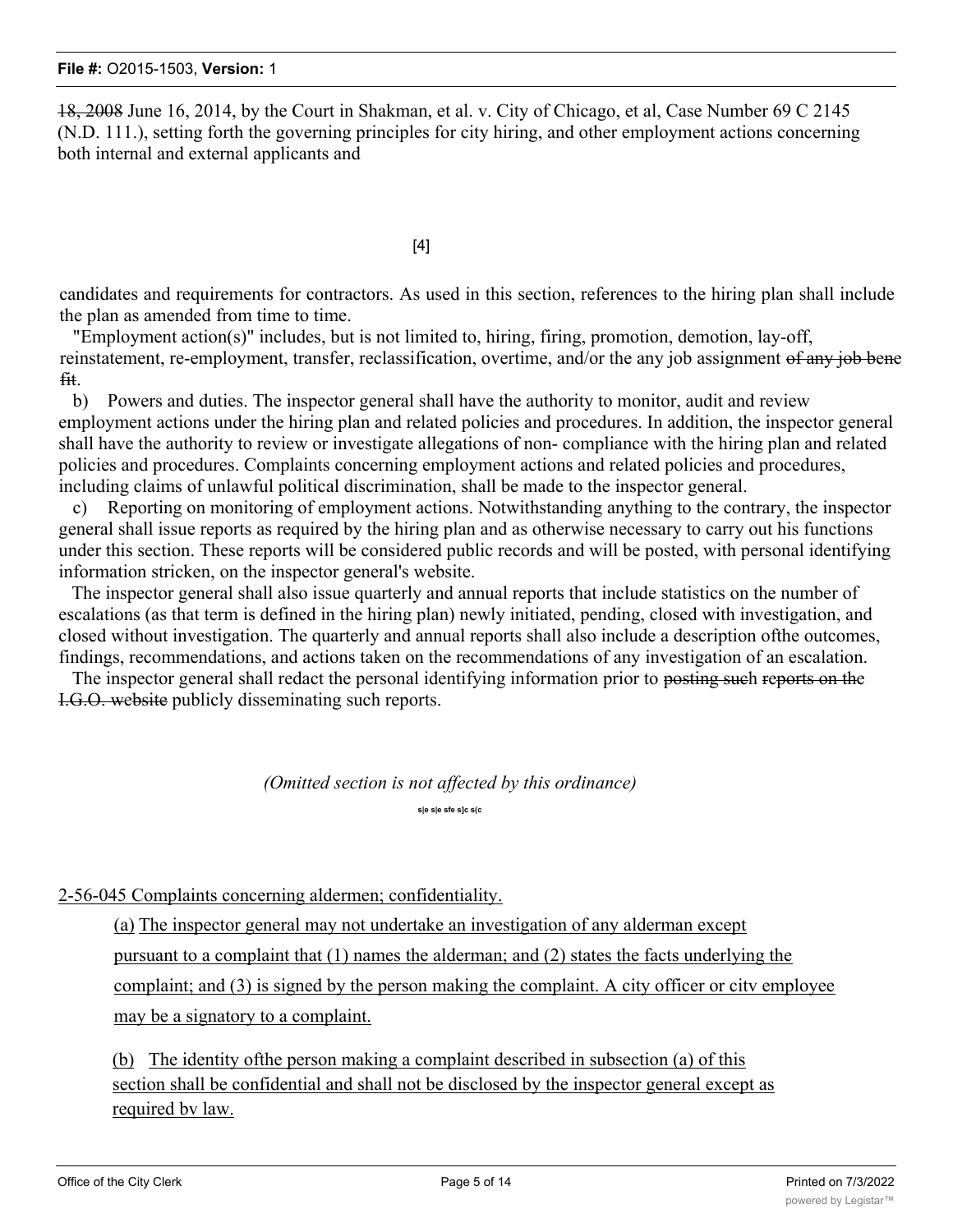~~18, 2008~~ June 16, 2014, by the Court in Shakman, et al. v. City of Chicago, et al, Case Number 69 C 2145 (N.D. 111.), setting forth the governing principles for city hiring, and other employment actions concerning both internal and external applicants and

[4]

candidates and requirements for contractors. As used in this section, references to the hiring plan shall include the plan as amended from time to time.

"Employment action(s)" includes, but is not limited to, hiring, firing, promotion, demotion, lay-off, reinstatement, re-employment, transfer, reclassification, overtime, and/or the any job assignment ~~of any job bene fit~~.

b) Powers and duties. The inspector general shall have the authority to monitor, audit and review employment actions under the hiring plan and related policies and procedures. In addition, the inspector general shall have the authority to review or investigate allegations of non- compliance with the hiring plan and related policies and procedures. Complaints concerning employment actions and related policies and procedures, including claims of unlawful political discrimination, shall be made to the inspector general.

c) Reporting on monitoring of employment actions. Notwithstanding anything to the contrary, the inspector general shall issue reports as required by the hiring plan and as otherwise necessary to carry out his functions under this section. These reports will be considered public records and will be posted, with personal identifying information stricken, on the inspector general's website.

The inspector general shall also issue quarterly and annual reports that include statistics on the number of escalations (as that term is defined in the hiring plan) newly initiated, pending, closed with investigation, and closed without investigation. The quarterly and annual reports shall also include a description ofthe outcomes, findings, recommendations, and actions taken on the recommendations of any investigation of an escalation.

The inspector general shall redact the personal identifying information prior to ~~posting such reports on the I.G.O. website~~ publicly disseminating such reports.

*(Omitted section is not affected by this ordinance)*

s|e s|e sfe s]c s(c

<u>2-56-045 Complaints concerning aldermen; confidentiality.</u>

<u>(a) The inspector general may not undertake an investigation of any alderman except pursuant to a complaint that (1) names the alderman; and (2) states the facts underlying the complaint; and (3) is signed by the person making the complaint. A city officer or citv employee may be a signatory to a complaint.</u>

<u>(b) The identity ofthe person making a complaint described in subsection (a) of this section shall be confidential and shall not be disclosed by the inspector general except as required bv law.</u>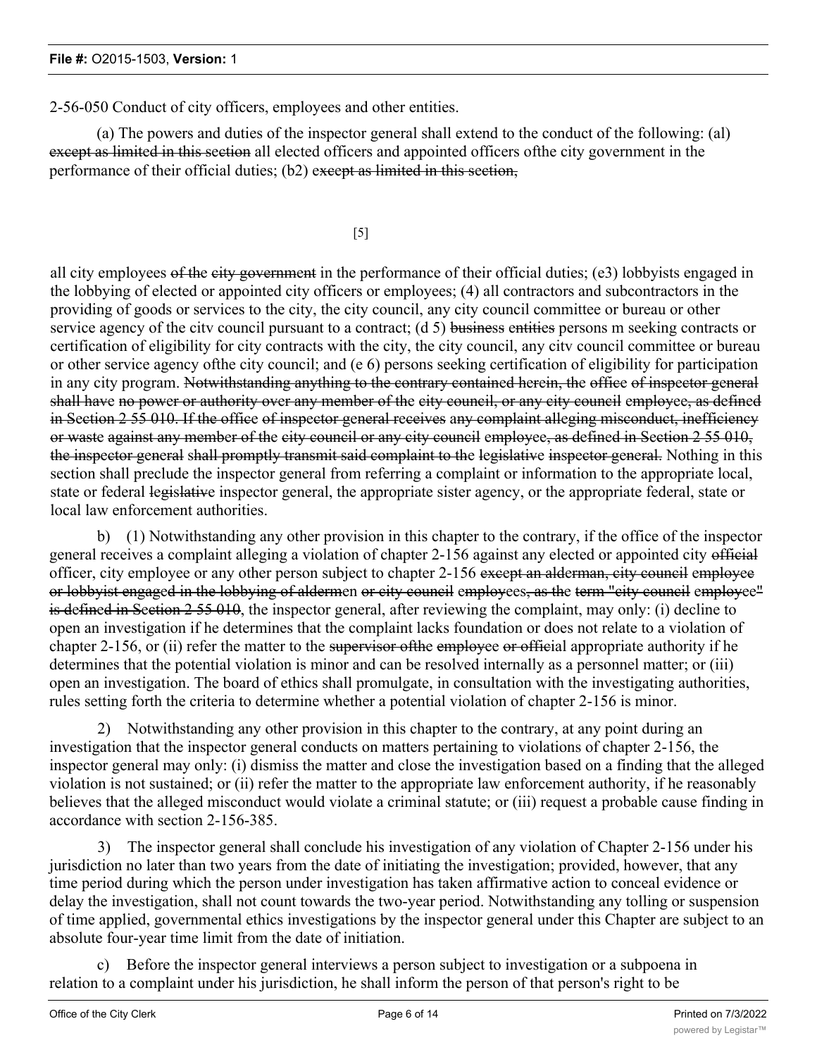2-56-050 Conduct of city officers, employees and other entities.

(a) The powers and duties of the inspector general shall extend to the conduct of the following: (al) ~~except as limited in this section~~ all elected officers and appointed officers ofthe city government in the performance of their official duties; (b2) ~~except as limited in this section,~~

all city employees ~~of the city government~~ in the performance of their official duties; (e3) lobbyists engaged in the lobbying of elected or appointed city officers or employees; (4) all contractors and subcontractors in the providing of goods or services to the city, the city council, any city council committee or bureau or other service agency of the citv council pursuant to a contract; (d 5) ~~business entities~~ persons m seeking contracts or certification of eligibility for city contracts with the city, the city council, any citv council committee or bureau or other service agency ofthe city council; and (e 6) persons seeking certification of eligibility for participation in any city program. ~~Notwithstanding anything to the contrary contained herein, the office of inspector general shall have no power or authority over any member of the city council, or any city council employee, as defined in Section 2 55 010. If the office of inspector general receives any complaint alleging misconduct, inefficiency or waste against any member of the city council or any city council employee, as defined in Section 2 55 010, the inspector general shall promptly transmit said complaint to the legislative inspector general.~~ Nothing in this section shall preclude the inspector general from referring a complaint or information to the appropriate local, state or federal ~~legislative~~ inspector general, the appropriate sister agency, or the appropriate federal, state or local law enforcement authorities.

b) (1) Notwithstanding any other provision in this chapter to the contrary, if the office of the inspector general receives a complaint alleging a violation of chapter 2-156 against any elected or appointed city ~~official~~ officer, city employee or any other person subject to chapter 2-156 ~~except an alderman, city council employee or lobbyist engaged in the lobbying of aldermen or city council employees, as the term "city council employee" is defined in Section 2 55 010~~, the inspector general, after reviewing the complaint, may only: (i) decline to open an investigation if he determines that the complaint lacks foundation or does not relate to a violation of chapter 2-156, or (ii) refer the matter to the ~~supervisor ofthe employee or official~~ appropriate authority if he determines that the potential violation is minor and can be resolved internally as a personnel matter; or (iii) open an investigation. The board of ethics shall promulgate, in consultation with the investigating authorities, rules setting forth the criteria to determine whether a potential violation of chapter 2-156 is minor.

2) Notwithstanding any other provision in this chapter to the contrary, at any point during an investigation that the inspector general conducts on matters pertaining to violations of chapter 2-156, the inspector general may only: (i) dismiss the matter and close the investigation based on a finding that the alleged violation is not sustained; or (ii) refer the matter to the appropriate law enforcement authority, if he reasonably believes that the alleged misconduct would violate a criminal statute; or (iii) request a probable cause finding in accordance with section 2-156-385.

3) The inspector general shall conclude his investigation of any violation of Chapter 2-156 under his jurisdiction no later than two years from the date of initiating the investigation; provided, however, that any time period during which the person under investigation has taken affirmative action to conceal evidence or delay the investigation, shall not count towards the two-year period. Notwithstanding any tolling or suspension of time applied, governmental ethics investigations by the inspector general under this Chapter are subject to an absolute four-year time limit from the date of initiation.

c) Before the inspector general interviews a person subject to investigation or a subpoena in relation to a complaint under his jurisdiction, he shall inform the person of that person's right to be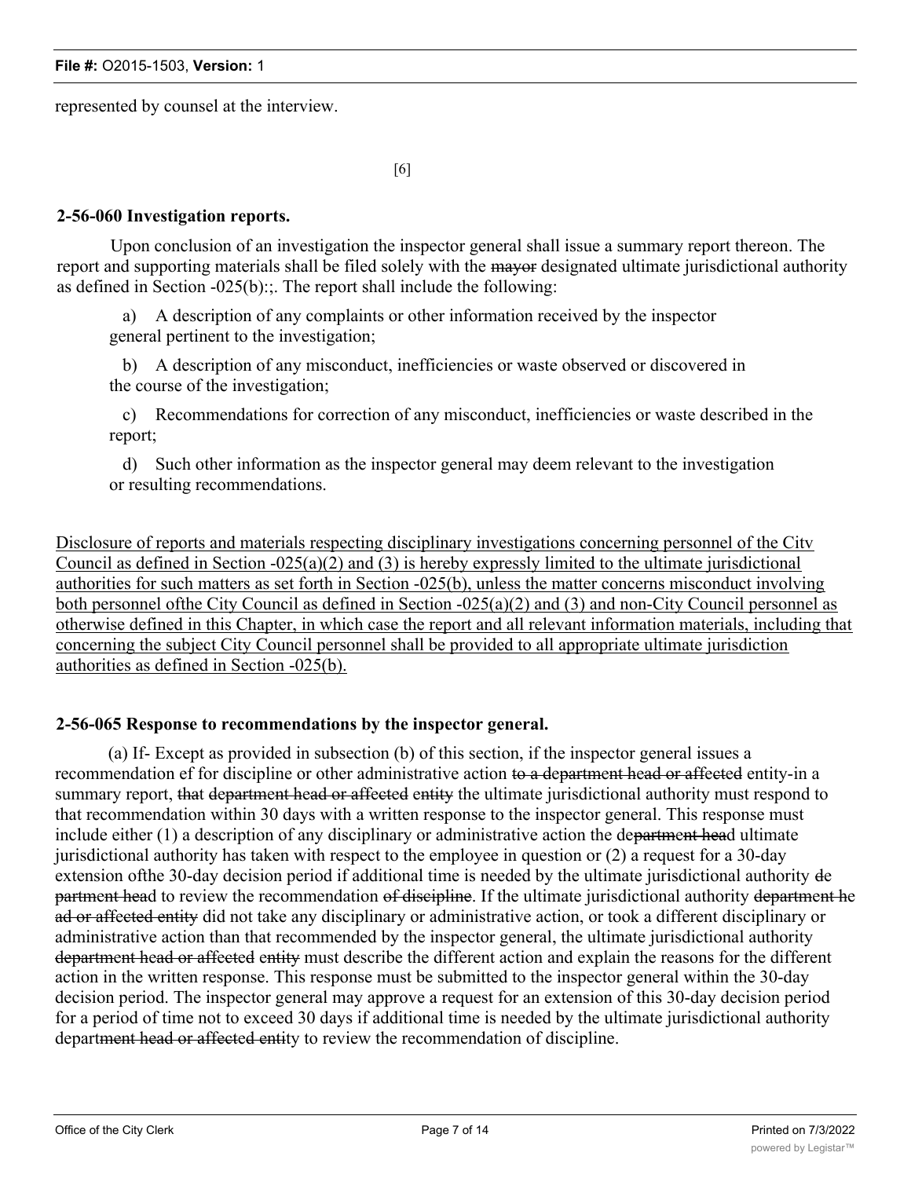represented by counsel at the interview.

[6]

**2-56-060 Investigation reports.**

Upon conclusion of an investigation the inspector general shall issue a summary report thereon. The report and supporting materials shall be filed solely with the ~~mayor~~ designated ultimate jurisdictional authority as defined in Section -025(b):;. The report shall include the following:

a) A description of any complaints or other information received by the inspector general pertinent to the investigation;

b) A description of any misconduct, inefficiencies or waste observed or discovered in the course of the investigation;

c) Recommendations for correction of any misconduct, inefficiencies or waste described in the report;

d) Such other information as the inspector general may deem relevant to the investigation or resulting recommendations.

Disclosure of reports and materials respecting disciplinary investigations concerning personnel of the Citv Council as defined in Section -025(a)(2) and (3) is hereby expressly limited to the ultimate jurisdictional authorities for such matters as set forth in Section -025(b), unless the matter concerns misconduct involving both personnel ofthe City Council as defined in Section -025(a)(2) and (3) and non-City Council personnel as otherwise defined in this Chapter, in which case the report and all relevant information materials, including that concerning the subject City Council personnel shall be provided to all appropriate ultimate jurisdiction authorities as defined in Section -025(b).

**2-56-065 Response to recommendations by the inspector general.**

(a) If- Except as provided in subsection (b) of this section, if the inspector general issues a recommendation ef for discipline or other administrative action ~~to a department head or affected~~ entity-in a summary report, ~~that department head or affected~~ ~~entity~~ the ultimate jurisdictional authority must respond to that recommendation within 30 days with a written response to the inspector general. This response must include either (1) a description of any disciplinary or administrative action the de~~partment hea~~d ultimate jurisdictional authority has taken with respect to the employee in question or (2) a request for a 30-day extension ofthe 30-day decision period if additional time is needed by the ultimate jurisdictional authority ~~de partment hea~~d to review the recommendation ~~of discipline~~. If the ultimate jurisdictional authority ~~department he ad or affected entity~~ did not take any disciplinary or administrative action, or took a different disciplinary or administrative action than that recommended by the inspector general, the ultimate jurisdictional authority ~~department head or affected~~ ~~entity~~ must describe the different action and explain the reasons for the different action in the written response. This response must be submitted to the inspector general within the 30-day decision period. The inspector general may approve a request for an extension of this 30-day decision period for a period of time not to exceed 30 days if additional time is needed by the ultimate jurisdictional authority depart~~ment head or affected enti~~ty to review the recommendation of discipline.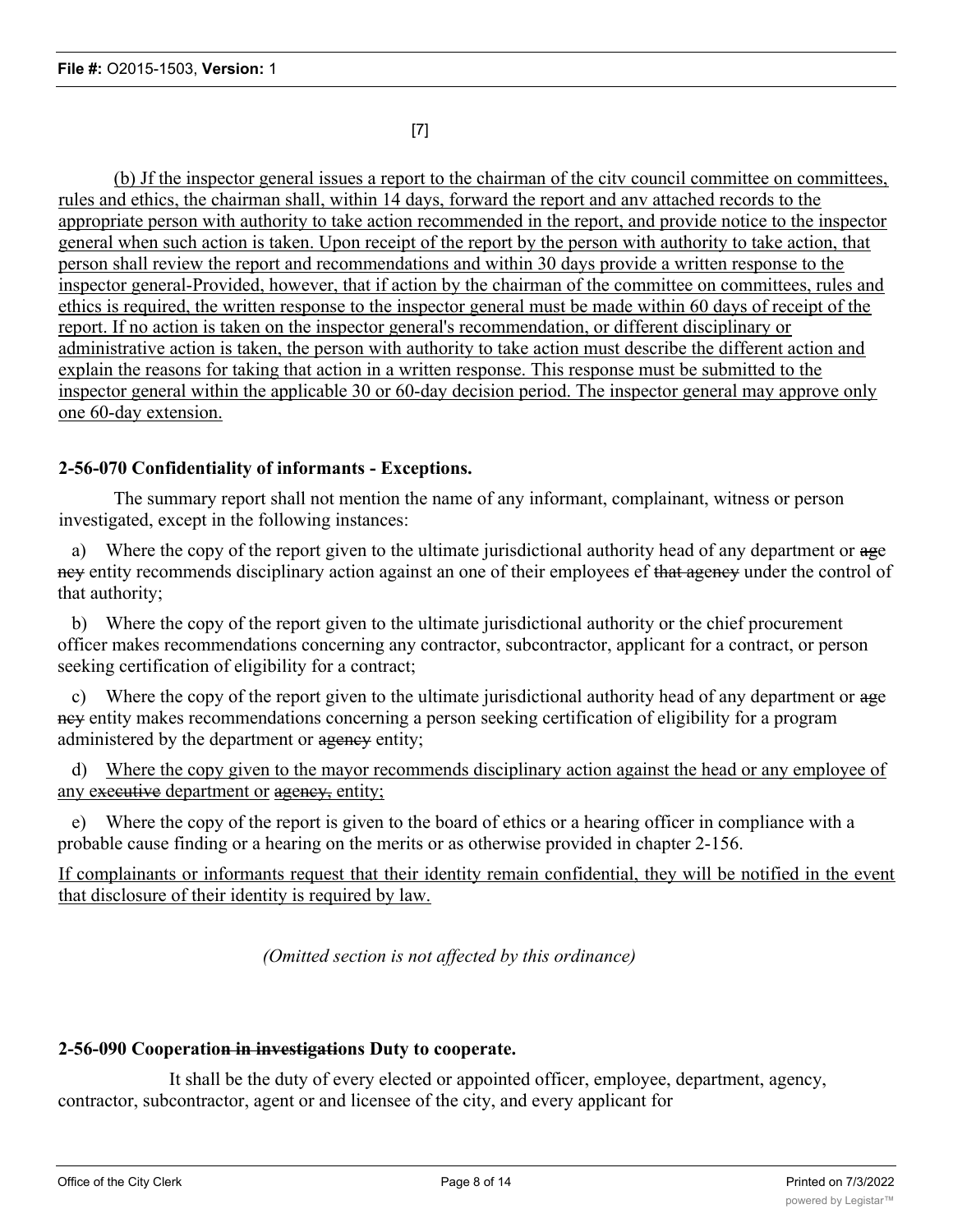[7]

(b) Jf the inspector general issues a report to the chairman of the citv council committee on committees, rules and ethics, the chairman shall, within 14 days, forward the report and anv attached records to the appropriate person with authority to take action recommended in the report, and provide notice to the inspector general when such action is taken. Upon receipt of the report by the person with authority to take action, that person shall review the report and recommendations and within 30 days provide a written response to the inspector general-Provided, however, that if action by the chairman of the committee on committees, rules and ethics is required, the written response to the inspector general must be made within 60 days of receipt of the report. If no action is taken on the inspector general's recommendation, or different disciplinary or administrative action is taken, the person with authority to take action must describe the different action and explain the reasons for taking that action in a written response. This response must be submitted to the inspector general within the applicable 30 or 60-day decision period. The inspector general may approve only one 60-day extension.

**2-56-070 Confidentiality of informants - Exceptions.**

The summary report shall not mention the name of any informant, complainant, witness or person investigated, except in the following instances:

a) Where the copy of the report given to the ultimate jurisdictional authority head of any department or ~~age ncy~~ entity recommends disciplinary action against an one of their employees ef ~~that agency~~ under the control of that authority;

b) Where the copy of the report given to the ultimate jurisdictional authority or the chief procurement officer makes recommendations concerning any contractor, subcontractor, applicant for a contract, or person seeking certification of eligibility for a contract;

c) Where the copy of the report given to the ultimate jurisdictional authority head of any department or ~~age ncy~~ entity makes recommendations concerning a person seeking certification of eligibility for a program administered by the department or ~~agency~~ entity;

d) Where the copy given to the mayor recommends disciplinary action against the head or any employee of any ~~executive~~ department or ~~agency,~~ entity;

e) Where the copy of the report is given to the board of ethics or a hearing officer in compliance with a probable cause finding or a hearing on the merits or as otherwise provided in chapter 2-156.

If complainants or informants request that their identity remain confidential, they will be notified in the event that disclosure of their identity is required by law.

*(Omitted section is not affected by this ordinance)*

**2-56-090 Cooperatio~~n in investigatio~~ns Duty to cooperate.**

It shall be the duty of every elected or appointed officer, employee, department, agency, contractor, subcontractor, agent or and licensee of the city, and every applicant for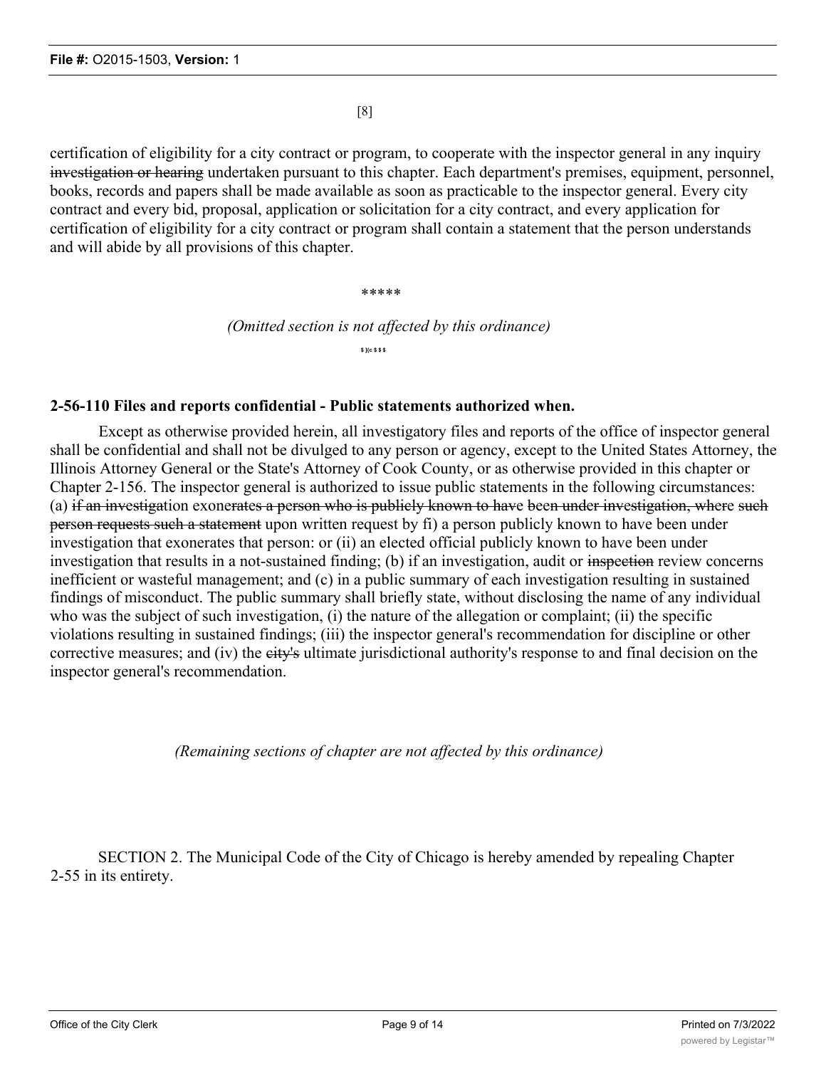[8]

certification of eligibility for a city contract or program, to cooperate with the inspector general in any inquiry ~~investigation or hearing~~ undertaken pursuant to this chapter. Each department's premises, equipment, personnel, books, records and papers shall be made available as soon as practicable to the inspector general. Every city contract and every bid, proposal, application or solicitation for a city contract, and every application for certification of eligibility for a city contract or program shall contain a statement that the person understands and will abide by all provisions of this chapter.

*****

*(Omitted section is not affected by this ordinance)*

$ }{c $ $ $

**2-56-110 Files and reports confidential - Public statements authorized when.**

Except as otherwise provided herein, all investigatory files and reports of the office of inspector general shall be confidential and shall not be divulged to any person or agency, except to the United States Attorney, the Illinois Attorney General or the State's Attorney of Cook County, or as otherwise provided in this chapter or Chapter 2-156. The inspector general is authorized to issue public statements in the following circumstances: (a) ~~if an investiga~~tion ~~exonerates a person who is publicly known to have been under investigation, where such person requests such a statement~~ upon written request by fi) a person publicly known to have been under investigation that exonerates that person: or (ii) an elected official publicly known to have been under investigation that results in a not-sustained finding; (b) if an investigation, audit or ~~inspection~~ review concerns inefficient or wasteful management; and (c) in a public summary of each investigation resulting in sustained findings of misconduct. The public summary shall briefly state, without disclosing the name of any individual who was the subject of such investigation, (i) the nature of the allegation or complaint; (ii) the specific violations resulting in sustained findings; (iii) the inspector general's recommendation for discipline or other corrective measures; and (iv) the ~~city's~~ ultimate jurisdictional authority's response to and final decision on the inspector general's recommendation.

*(Remaining sections of chapter are not affected by this ordinance)*

SECTION 2. The Municipal Code of the City of Chicago is hereby amended by repealing Chapter 2-55 in its entirety.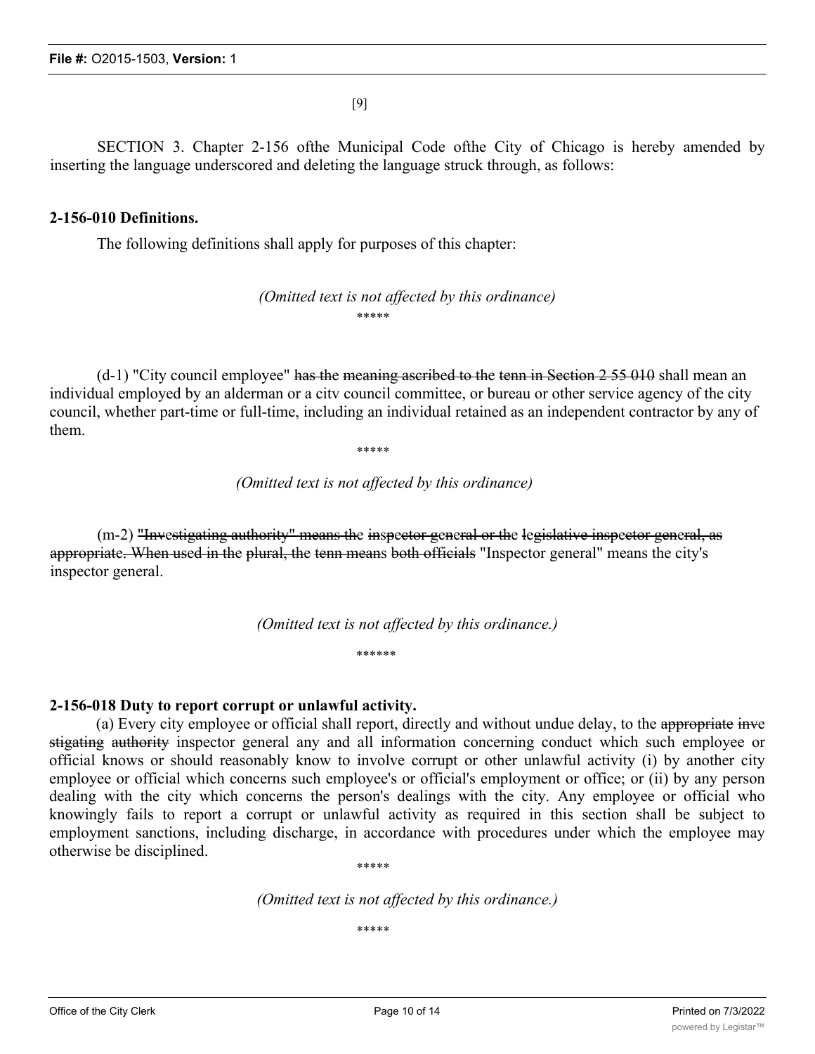[9]

SECTION 3. Chapter 2-156 ofthe Municipal Code ofthe City of Chicago is hereby amended by inserting the language underscored and deleting the language struck through, as follows:

**2-156-010 Definitions.**

The following definitions shall apply for purposes of this chapter:

*(Omitted text is not affected by this ordinance)*

*****

(d-1) "City council employee" ~~has the meaning ascribed to the tenn in Section 2 55 010~~ shall mean an individual employed by an alderman or a citv council committee, or bureau or other service agency of the city council, whether part-time or full-time, including an individual retained as an independent contractor by any of them.

*****

*(Omitted text is not affected by this ordinance)*

(m-2) ~~"Investigating authority" means the inspector general or the legislative inspector general, as appropriate. When used in the plural, the tenn means both officials~~ "Inspector general" means the city's inspector general.

*(Omitted text is not affected by this ordinance.)*

******

**2-156-018 Duty to report corrupt or unlawful activity.**

(a) Every city employee or official shall report, directly and without undue delay, to the ~~appropriate investigating authority~~ inspector general any and all information concerning conduct which such employee or official knows or should reasonably know to involve corrupt or other unlawful activity (i) by another city employee or official which concerns such employee's or official's employment or office; or (ii) by any person dealing with the city which concerns the person's dealings with the city. Any employee or official who knowingly fails to report a corrupt or unlawful activity as required in this section shall be subject to employment sanctions, including discharge, in accordance with procedures under which the employee may otherwise be disciplined.

*****

*(Omitted text is not affected by this ordinance.)*

*****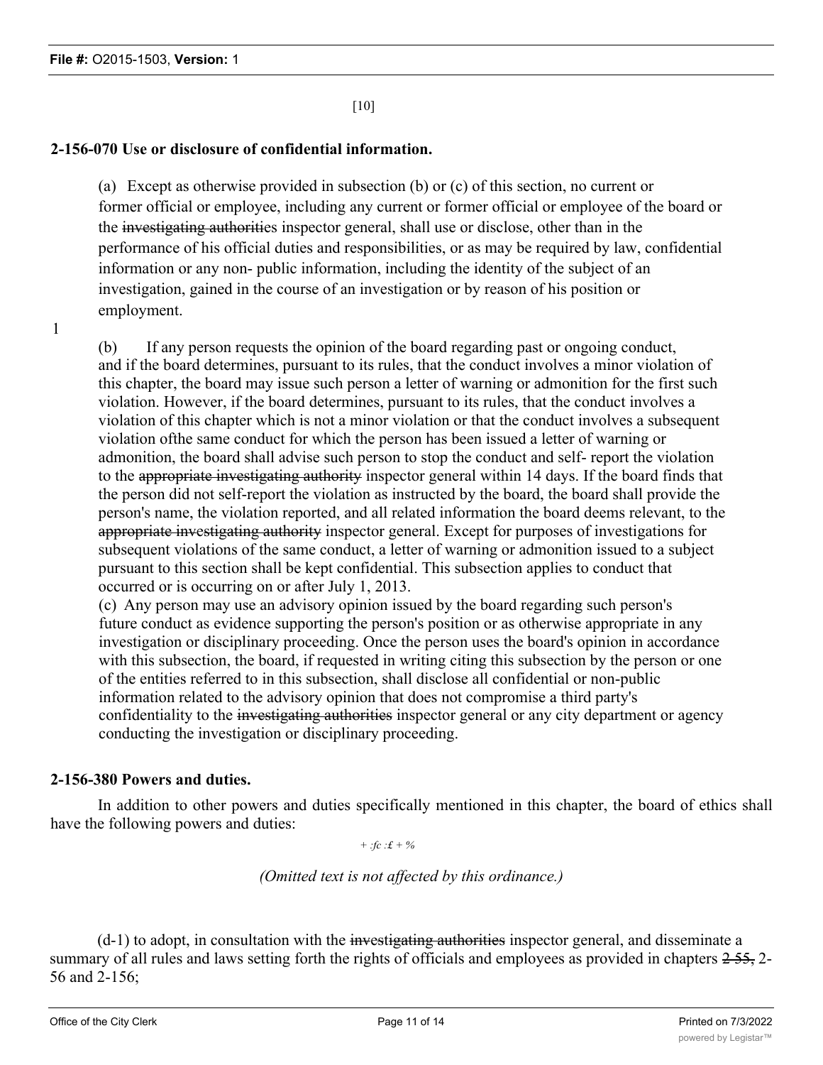[10]

**2-156-070 Use or disclosure of confidential information.**

(a) Except as otherwise provided in subsection (b) or (c) of this section, no current or former official or employee, including any current or former official or employee of the board or the ~~investigating authoritie~~s inspector general, shall use or disclose, other than in the performance of his official duties and responsibilities, or as may be required by law, confidential information or any non- public information, including the identity of the subject of an investigation, gained in the course of an investigation or by reason of his position or employment.

1

(b) If any person requests the opinion of the board regarding past or ongoing conduct, and if the board determines, pursuant to its rules, that the conduct involves a minor violation of this chapter, the board may issue such person a letter of warning or admonition for the first such violation. However, if the board determines, pursuant to its rules, that the conduct involves a violation of this chapter which is not a minor violation or that the conduct involves a subsequent violation ofthe same conduct for which the person has been issued a letter of warning or admonition, the board shall advise such person to stop the conduct and self- report the violation to the ~~appropriate investigating authority~~ inspector general within 14 days. If the board finds that the person did not self-report the violation as instructed by the board, the board shall provide the person's name, the violation reported, and all related information the board deems relevant, to the ~~appropriate investigating authority~~ inspector general. Except for purposes of investigations for subsequent violations of the same conduct, a letter of warning or admonition issued to a subject pursuant to this section shall be kept confidential. This subsection applies to conduct that occurred or is occurring on or after July 1, 2013.

(c) Any person may use an advisory opinion issued by the board regarding such person's future conduct as evidence supporting the person's position or as otherwise appropriate in any investigation or disciplinary proceeding. Once the person uses the board's opinion in accordance with this subsection, the board, if requested in writing citing this subsection by the person or one of the entities referred to in this subsection, shall disclose all confidential or non-public information related to the advisory opinion that does not compromise a third party's confidentiality to the ~~investigating authorities~~ inspector general or any city department or agency conducting the investigation or disciplinary proceeding.

**2-156-380 Powers and duties.**

In addition to other powers and duties specifically mentioned in this chapter, the board of ethics shall have the following powers and duties:

\* \* \* \* \*

*(Omitted text is not affected by this ordinance.)*

(d-1) to adopt, in consultation with the ~~investigating authorities~~ inspector general, and disseminate a summary of all rules and laws setting forth the rights of officials and employees as provided in chapters ~~2-55,~~ 2-56 and 2-156;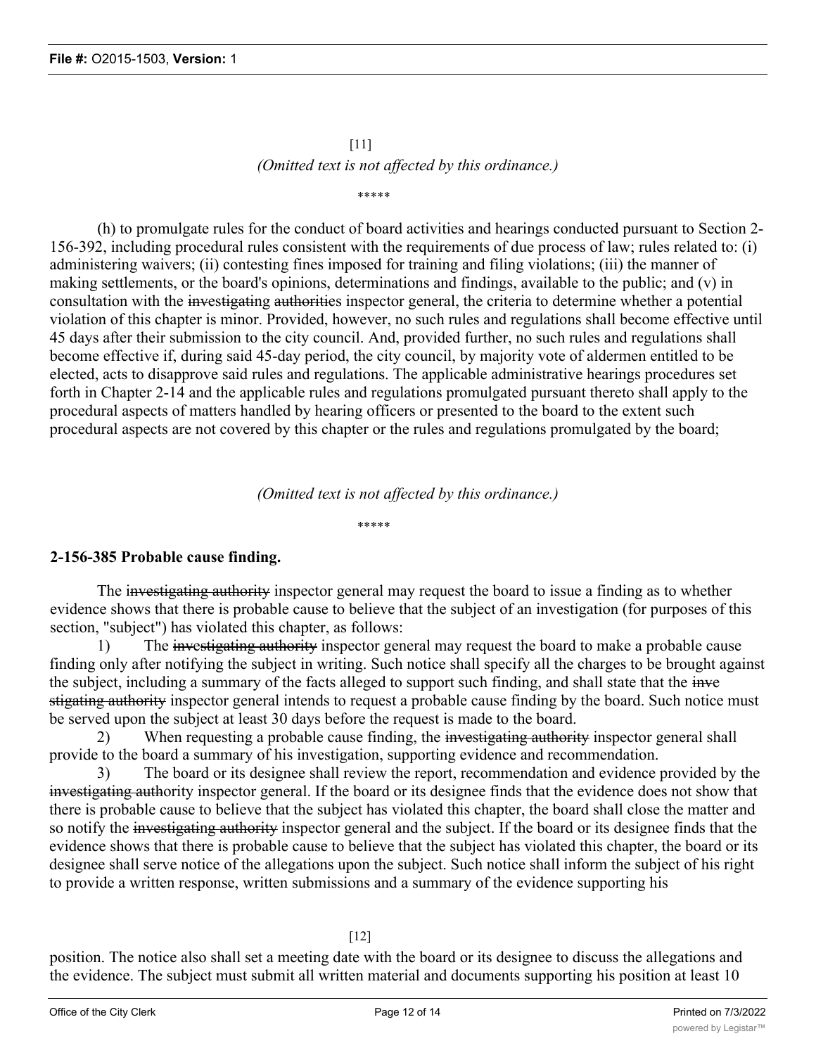[11]

*(Omitted text is not affected by this ordinance.)*

\*\*\*\*\*

(h) to promulgate rules for the conduct of board activities and hearings conducted pursuant to Section 2-156-392, including procedural rules consistent with the requirements of due process of law; rules related to: (i) administering waivers; (ii) contesting fines imposed for training and filing violations; (iii) the manner of making settlements, or the board's opinions, determinations and findings, available to the public; and (v) in consultation with the ~~investigating authoriti~~es inspector general, the criteria to determine whether a potential violation of this chapter is minor. Provided, however, no such rules and regulations shall become effective until 45 days after their submission to the city council. And, provided further, no such rules and regulations shall become effective if, during said 45-day period, the city council, by majority vote of aldermen entitled to be elected, acts to disapprove said rules and regulations. The applicable administrative hearings procedures set forth in Chapter 2-14 and the applicable rules and regulations promulgated pursuant thereto shall apply to the procedural aspects of matters handled by hearing officers or presented to the board to the extent such procedural aspects are not covered by this chapter or the rules and regulations promulgated by the board;

*(Omitted text is not affected by this ordinance.)*

\*\*\*\*\*

**2-156-385 Probable cause finding.**

The ~~investigating authority~~ inspector general may request the board to issue a finding as to whether evidence shows that there is probable cause to believe that the subject of an investigation (for purposes of this section, "subject") has violated this chapter, as follows:

1) The ~~investigating authority~~ inspector general may request the board to make a probable cause finding only after notifying the subject in writing. Such notice shall specify all the charges to be brought against the subject, including a summary of the facts alleged to support such finding, and shall state that the ~~investigating authority~~ inspector general intends to request a probable cause finding by the board. Such notice must be served upon the subject at least 30 days before the request is made to the board.

2) When requesting a probable cause finding, the ~~investigating authority~~ inspector general shall provide to the board a summary of his investigation, supporting evidence and recommendation.

3) The board or its designee shall review the report, recommendation and evidence provided by the ~~investigating authority~~ inspector general. If the board or its designee finds that the evidence does not show that there is probable cause to believe that the subject has violated this chapter, the board shall close the matter and so notify the ~~investigating authority~~ inspector general and the subject. If the board or its designee finds that the evidence shows that there is probable cause to believe that the subject has violated this chapter, the board or its designee shall serve notice of the allegations upon the subject. Such notice shall inform the subject of his right to provide a written response, written submissions and a summary of the evidence supporting his

[12]

position. The notice also shall set a meeting date with the board or its designee to discuss the allegations and the evidence. The subject must submit all written material and documents supporting his position at least 10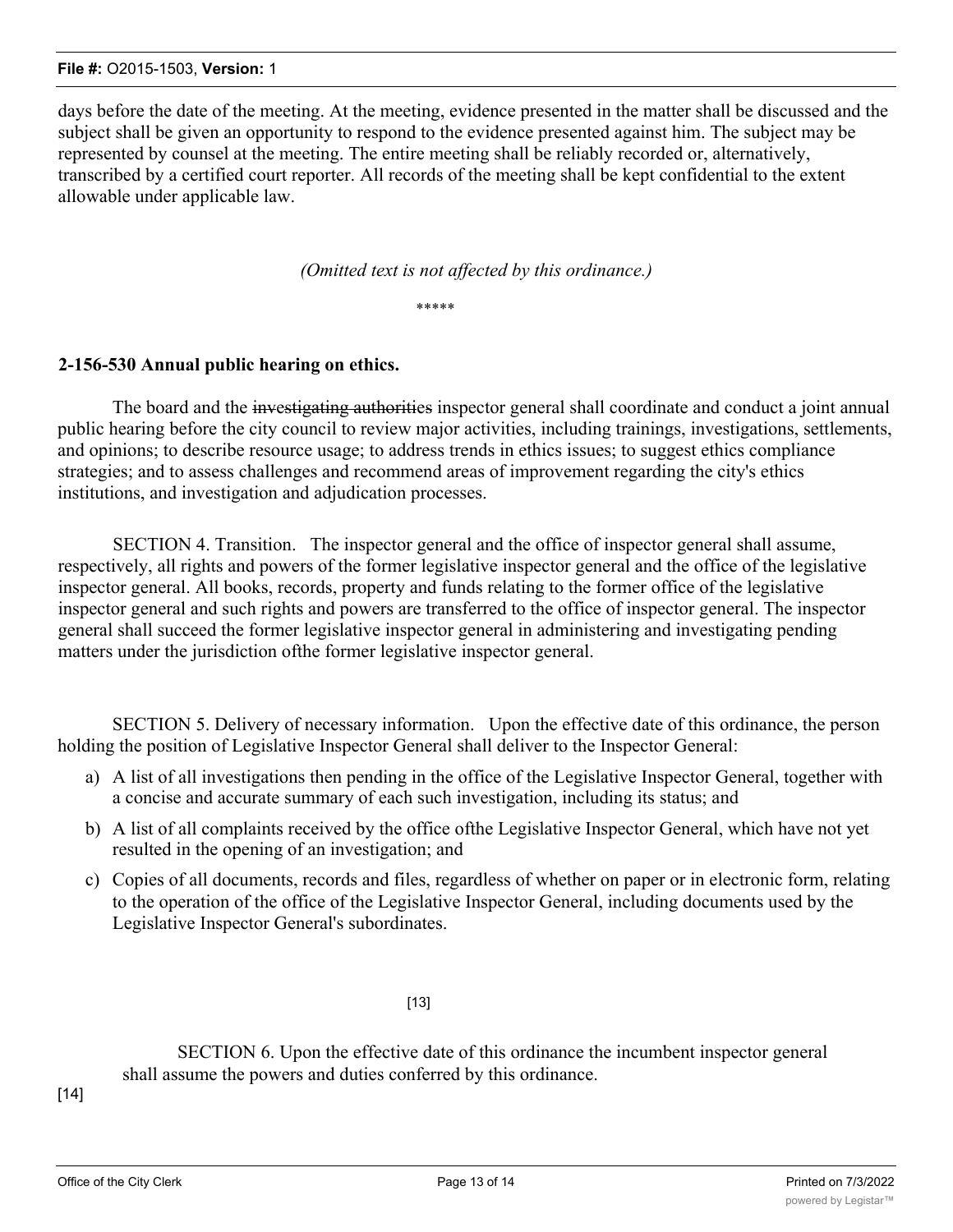days before the date of the meeting. At the meeting, evidence presented in the matter shall be discussed and the subject shall be given an opportunity to respond to the evidence presented against him. The subject may be represented by counsel at the meeting. The entire meeting shall be reliably recorded or, alternatively, transcribed by a certified court reporter. All records of the meeting shall be kept confidential to the extent allowable under applicable law.

*(Omitted text is not affected by this ordinance.)*

\*\*\*\*\*

**2-156-530 Annual public hearing on ethics.**

The board and the ~~investigating authoriti~~es inspector general shall coordinate and conduct a joint annual public hearing before the city council to review major activities, including trainings, investigations, settlements, and opinions; to describe resource usage; to address trends in ethics issues; to suggest ethics compliance strategies; and to assess challenges and recommend areas of improvement regarding the city's ethics institutions, and investigation and adjudication processes.

SECTION 4. Transition. The inspector general and the office of inspector general shall assume, respectively, all rights and powers of the former legislative inspector general and the office of the legislative inspector general. All books, records, property and funds relating to the former office of the legislative inspector general and such rights and powers are transferred to the office of inspector general. The inspector general shall succeed the former legislative inspector general in administering and investigating pending matters under the jurisdiction ofthe former legislative inspector general.

SECTION 5. Delivery of necessary information. Upon the effective date of this ordinance, the person holding the position of Legislative Inspector General shall deliver to the Inspector General:

a) A list of all investigations then pending in the office of the Legislative Inspector General, together with a concise and accurate summary of each such investigation, including its status; and
b) A list of all complaints received by the office ofthe Legislative Inspector General, which have not yet resulted in the opening of an investigation; and
c) Copies of all documents, records and files, regardless of whether on paper or in electronic form, relating to the operation of the office of the Legislative Inspector General, including documents used by the Legislative Inspector General's subordinates.

[13]

SECTION 6. Upon the effective date of this ordinance the incumbent inspector general shall assume the powers and duties conferred by this ordinance.

[14]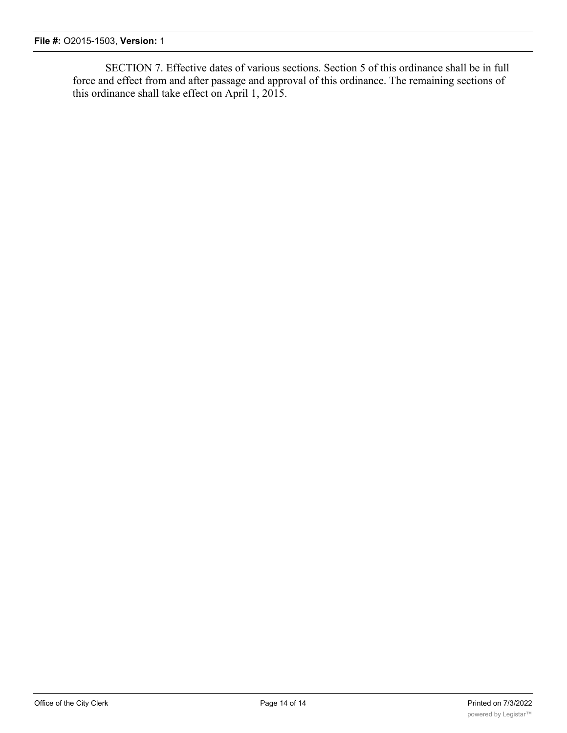SECTION 7. Effective dates of various sections. Section 5 of this ordinance shall be in full force and effect from and after passage and approval of this ordinance. The remaining sections of this ordinance shall take effect on April 1, 2015.